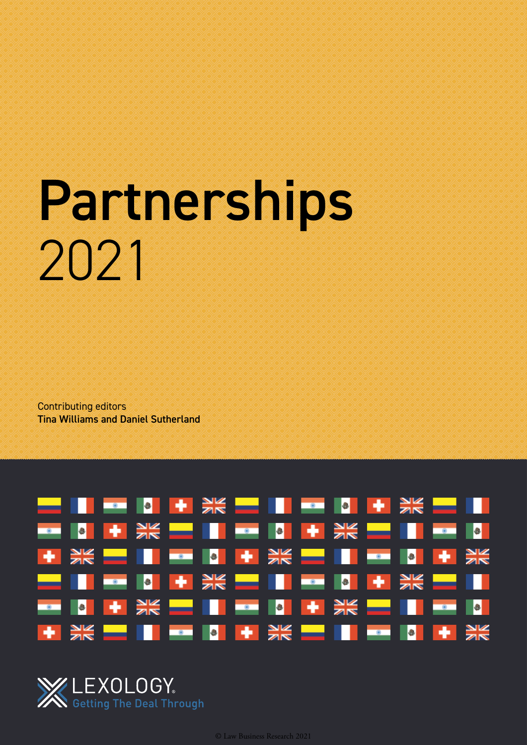# Partnerships 2021

Contributing editors
**Tina Williams and Daniel Sutherland**

LEXOLOGY
Getting The Deal Through

© Law Business Research 2021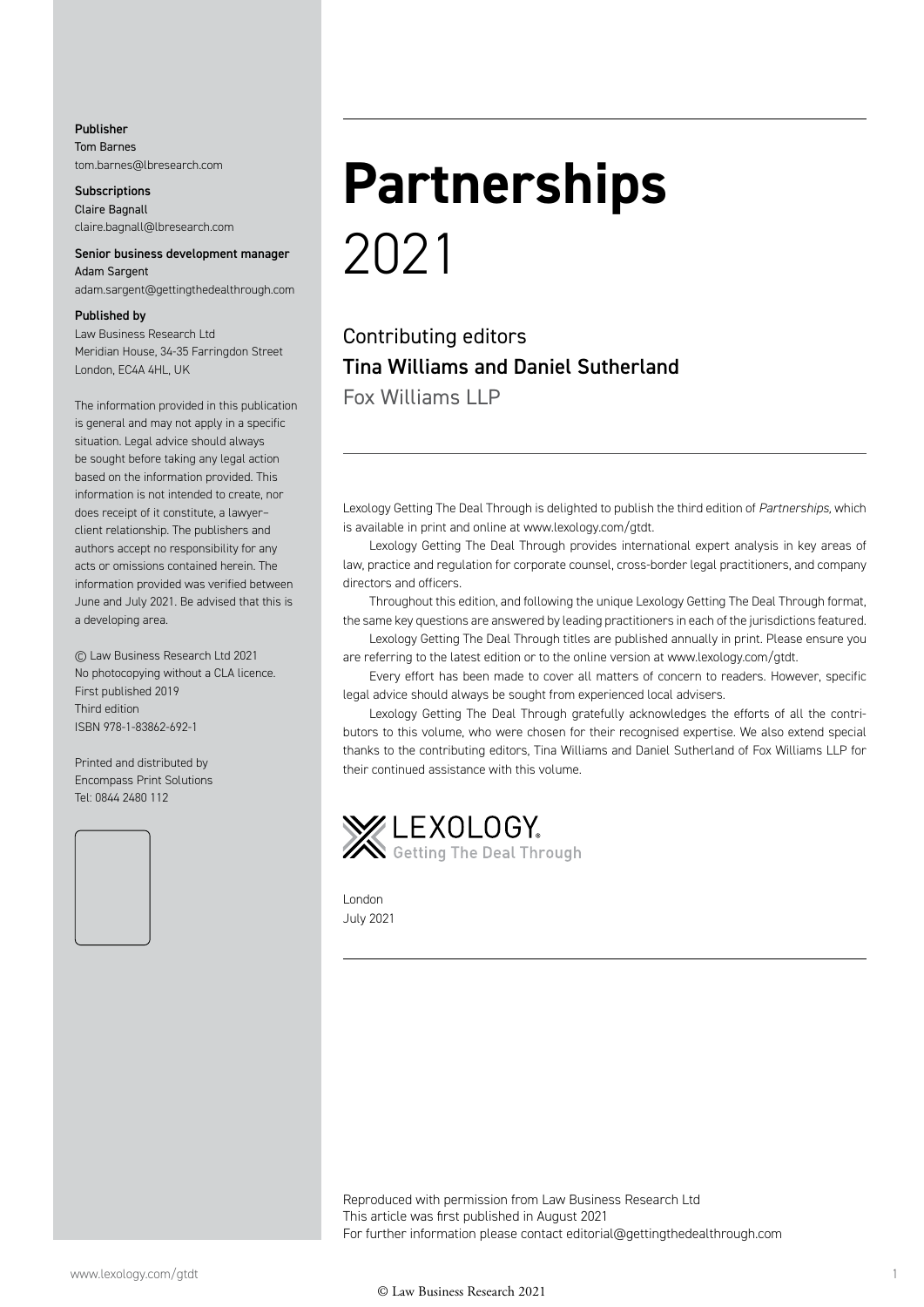**Publisher**
Tom Barnes
tom.barnes@lbresearch.com

**Subscriptions**
Claire Bagnall
claire.bagnall@lbresearch.com

**Senior business development manager**
Adam Sargent
adam.sargent@gettingthedealthrough.com

**Published by**
Law Business Research Ltd
Meridian House, 34-35 Farringdon Street
London, EC4A 4HL, UK

The information provided in this publication is general and may not apply in a specific situation. Legal advice should always be sought before taking any legal action based on the information provided. This information is not intended to create, nor does receipt of it constitute, a lawyer–client relationship. The publishers and authors accept no responsibility for any acts or omissions contained herein. The information provided was verified between June and July 2021. Be advised that this is a developing area.

© Law Business Research Ltd 2021
No photocopying without a CLA licence.
First published 2019
Third edition
ISBN 978-1-83862-692-1

Printed and distributed by
Encompass Print Solutions
Tel: 0844 2480 112

# Partnerships
2021

Contributing editors
**Tina Williams and Daniel Sutherland**
Fox Williams LLP

Lexology Getting The Deal Through is delighted to publish the third edition of *Partnerships*, which is available in print and online at www.lexology.com/gtdt.

Lexology Getting The Deal Through provides international expert analysis in key areas of law, practice and regulation for corporate counsel, cross-border legal practitioners, and company directors and officers.

Throughout this edition, and following the unique Lexology Getting The Deal Through format, the same key questions are answered by leading practitioners in each of the jurisdictions featured.

Lexology Getting The Deal Through titles are published annually in print. Please ensure you are referring to the latest edition or to the online version at www.lexology.com/gtdt.

Every effort has been made to cover all matters of concern to readers. However, specific legal advice should always be sought from experienced local advisers.

Lexology Getting The Deal Through gratefully acknowledges the efforts of all the contributors to this volume, who were chosen for their recognised expertise. We also extend special thanks to the contributing editors, Tina Williams and Daniel Sutherland of Fox Williams LLP for their continued assistance with this volume.

LEXOLOGY
Getting The Deal Through

London
July 2021

Reproduced with permission from Law Business Research Ltd
This article was first published in August 2021
For further information please contact editorial@gettingthedealthrough.com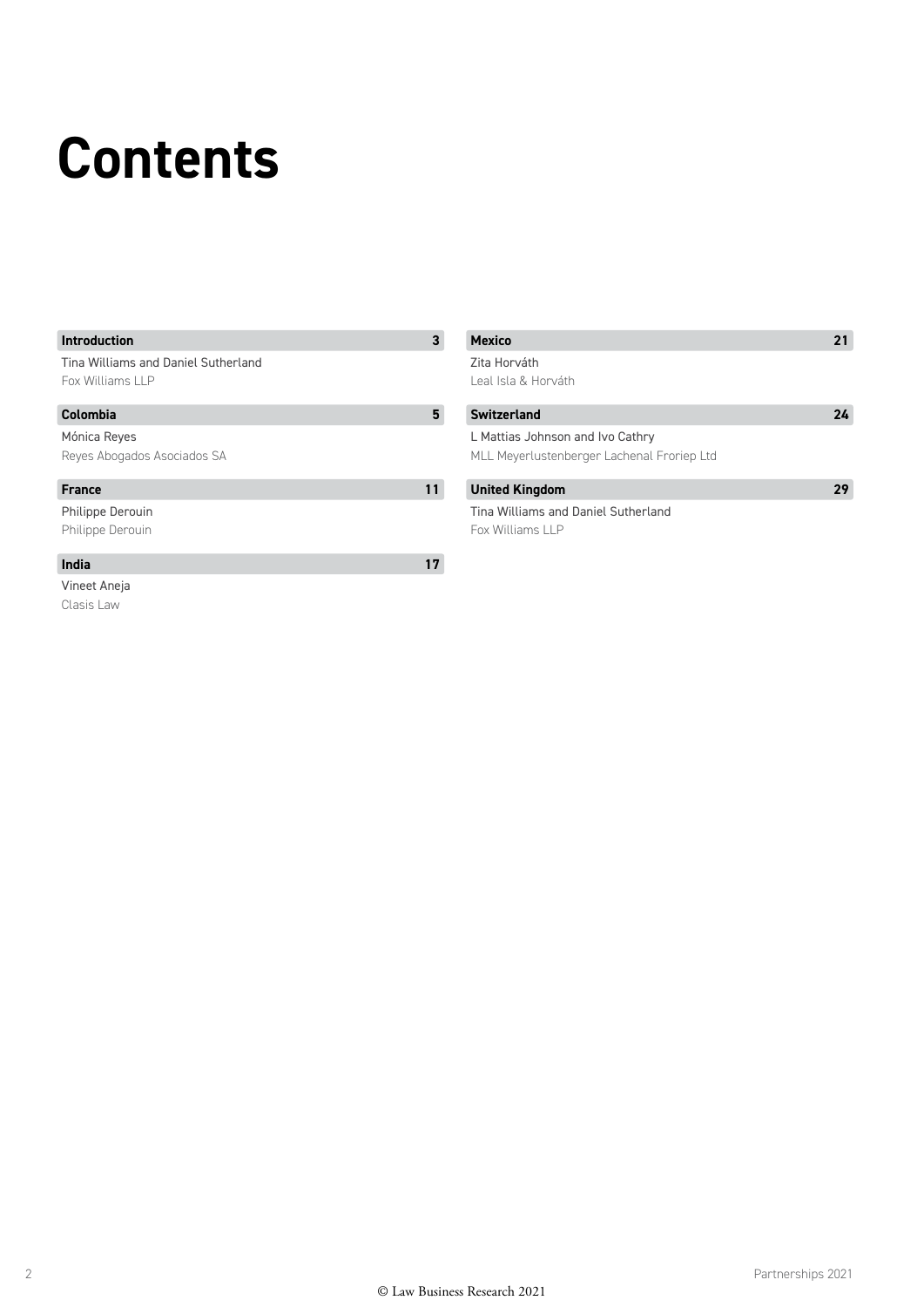# Contents

| Section | Page |
| --- | --- |
| **Introduction**<br>Tina Williams and Daniel Sutherland<br>Fox Williams LLP | 3 |
| **Colombia**<br>Mónica Reyes<br>Reyes Abogados Asociados SA | 5 |
| **France**<br>Philippe Derouin<br>Philippe Derouin | 11 |
| **India**<br>Vineet Aneja<br>Clasis Law | 17 |
| **Mexico**<br>Zita Horváth<br>Leal Isla & Horváth | 21 |
| **Switzerland**<br>L Mattias Johnson and Ivo Cathry<br>MLL Meyerlustenberger Lachenal Froriep Ltd | 24 |
| **United Kingdom**<br>Tina Williams and Daniel Sutherland<br>Fox Williams LLP | 29 |

© Law Business Research 2021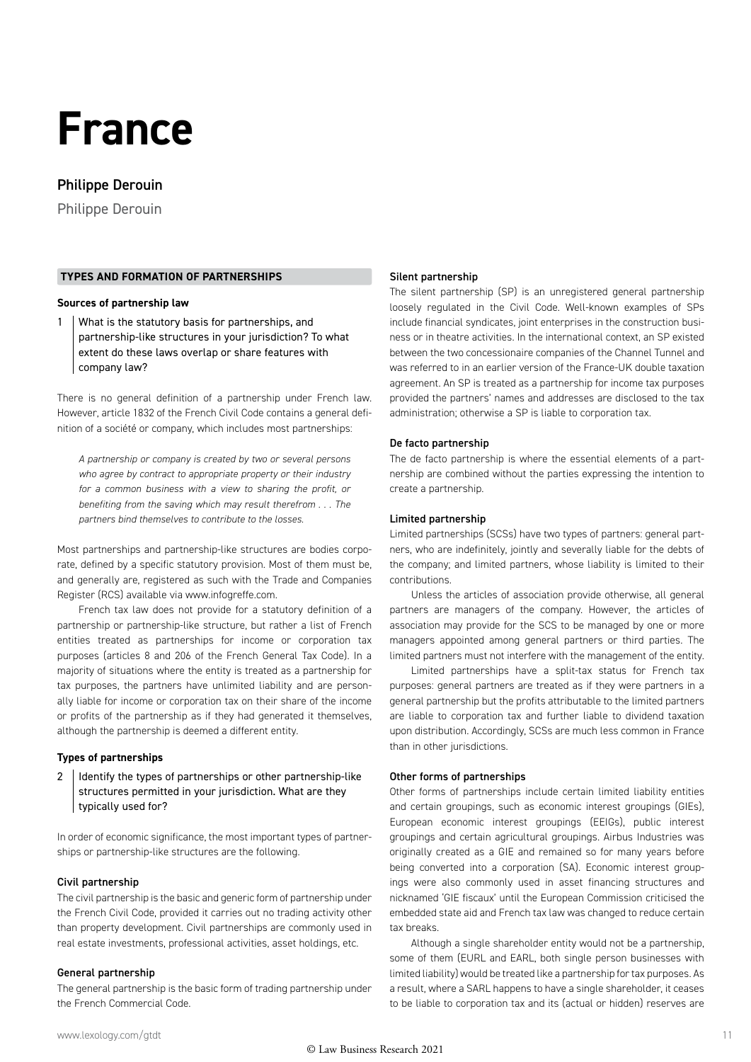# France

## Philippe Derouin

Philippe Derouin

### TYPES AND FORMATION OF PARTNERSHIPS

#### Sources of partnership law

**1 What is the statutory basis for partnerships, and partnership-like structures in your jurisdiction? To what extent do these laws overlap or share features with company law?**

There is no general definition of a partnership under French law. However, article 1832 of the French Civil Code contains a general definition of a société or company, which includes most partnerships:

> *A partnership or company is created by two or several persons who agree by contract to appropriate property or their industry for a common business with a view to sharing the profit, or benefiting from the saving which may result therefrom . . . The partners bind themselves to contribute to the losses.*

Most partnerships and partnership-like structures are bodies corporate, defined by a specific statutory provision. Most of them must be, and generally are, registered as such with the Trade and Companies Register (RCS) available via www.infogreffe.com.

French tax law does not provide for a statutory definition of a partnership or partnership-like structure, but rather a list of French entities treated as partnerships for income or corporation tax purposes (articles 8 and 206 of the French General Tax Code). In a majority of situations where the entity is treated as a partnership for tax purposes, the partners have unlimited liability and are personally liable for income or corporation tax on their share of the income or profits of the partnership as if they had generated it themselves, although the partnership is deemed a different entity.

#### Types of partnerships

**2 Identify the types of partnerships or other partnership-like structures permitted in your jurisdiction. What are they typically used for?**

In order of economic significance, the most important types of partnerships or partnership-like structures are the following.

##### Civil partnership

The civil partnership is the basic and generic form of partnership under the French Civil Code, provided it carries out no trading activity other than property development. Civil partnerships are commonly used in real estate investments, professional activities, asset holdings, etc.

##### General partnership

The general partnership is the basic form of trading partnership under the French Commercial Code.

##### Silent partnership

The silent partnership (SP) is an unregistered general partnership loosely regulated in the Civil Code. Well-known examples of SPs include financial syndicates, joint enterprises in the construction business or in theatre activities. In the international context, an SP existed between the two concessionaire companies of the Channel Tunnel and was referred to in an earlier version of the France-UK double taxation agreement. An SP is treated as a partnership for income tax purposes provided the partners' names and addresses are disclosed to the tax administration; otherwise a SP is liable to corporation tax.

##### De facto partnership

The de facto partnership is where the essential elements of a partnership are combined without the parties expressing the intention to create a partnership.

##### Limited partnership

Limited partnerships (SCSs) have two types of partners: general partners, who are indefinitely, jointly and severally liable for the debts of the company; and limited partners, whose liability is limited to their contributions.

Unless the articles of association provide otherwise, all general partners are managers of the company. However, the articles of association may provide for the SCS to be managed by one or more managers appointed among general partners or third parties. The limited partners must not interfere with the management of the entity.

Limited partnerships have a split-tax status for French tax purposes: general partners are treated as if they were partners in a general partnership but the profits attributable to the limited partners are liable to corporation tax and further liable to dividend taxation upon distribution. Accordingly, SCSs are much less common in France than in other jurisdictions.

##### Other forms of partnerships

Other forms of partnerships include certain limited liability entities and certain groupings, such as economic interest groupings (GIEs), European economic interest groupings (EEIGs), public interest groupings and certain agricultural groupings. Airbus Industries was originally created as a GIE and remained so for many years before being converted into a corporation (SA). Economic interest groupings were also commonly used in asset financing structures and nicknamed 'GIE fiscaux' until the European Commission criticised the embedded state aid and French tax law was changed to reduce certain tax breaks.

Although a single shareholder entity would not be a partnership, some of them (EURL and EARL, both single person businesses with limited liability) would be treated like a partnership for tax purposes. As a result, where a SARL happens to have a single shareholder, it ceases to be liable to corporation tax and its (actual or hidden) reserves are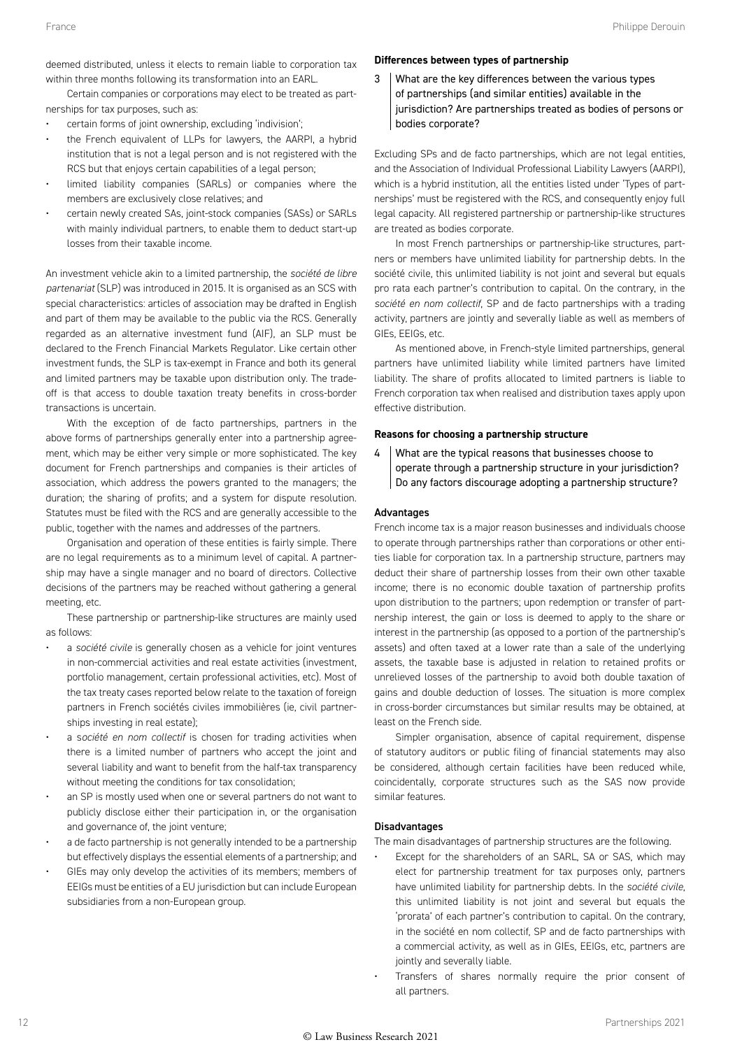deemed distributed, unless it elects to remain liable to corporation tax within three months following its transformation into an EARL.

Certain companies or corporations may elect to be treated as partnerships for tax purposes, such as:

- certain forms of joint ownership, excluding 'indivision';
- the French equivalent of LLPs for lawyers, the AARPI, a hybrid institution that is not a legal person and is not registered with the RCS but that enjoys certain capabilities of a legal person;
- limited liability companies (SARLs) or companies where the members are exclusively close relatives; and
- certain newly created SAs, joint-stock companies (SASs) or SARLs with mainly individual partners, to enable them to deduct start-up losses from their taxable income.

An investment vehicle akin to a limited partnership, the *société de libre partenariat* (SLP) was introduced in 2015. It is organised as an SCS with special characteristics: articles of association may be drafted in English and part of them may be available to the public via the RCS. Generally regarded as an alternative investment fund (AIF), an SLP must be declared to the French Financial Markets Regulator. Like certain other investment funds, the SLP is tax-exempt in France and both its general and limited partners may be taxable upon distribution only. The trade-off is that access to double taxation treaty benefits in cross-border transactions is uncertain.

With the exception of de facto partnerships, partners in the above forms of partnerships generally enter into a partnership agreement, which may be either very simple or more sophisticated. The key document for French partnerships and companies is their articles of association, which address the powers granted to the managers; the duration; the sharing of profits; and a system for dispute resolution. Statutes must be filed with the RCS and are generally accessible to the public, together with the names and addresses of the partners.

Organisation and operation of these entities is fairly simple. There are no legal requirements as to a minimum level of capital. A partnership may have a single manager and no board of directors. Collective decisions of the partners may be reached without gathering a general meeting, etc.

These partnership or partnership-like structures are mainly used as follows:

- a *société civile* is generally chosen as a vehicle for joint ventures in non-commercial activities and real estate activities (investment, portfolio management, certain professional activities, etc). Most of the tax treaty cases reported below relate to the taxation of foreign partners in French sociétés civiles immobilières (ie, civil partnerships investing in real estate);
- a s*ociété en nom collectif* is chosen for trading activities when there is a limited number of partners who accept the joint and several liability and want to benefit from the half-tax transparency without meeting the conditions for tax consolidation;
- an SP is mostly used when one or several partners do not want to publicly disclose either their participation in, or the organisation and governance of, the joint venture;
- a de facto partnership is not generally intended to be a partnership but effectively displays the essential elements of a partnership; and
- GIEs may only develop the activities of its members; members of EEIGs must be entities of a EU jurisdiction but can include European subsidiaries from a non-European group.

### Differences between types of partnership

**3 What are the key differences between the various types of partnerships (and similar entities) available in the jurisdiction? Are partnerships treated as bodies of persons or bodies corporate?**

Excluding SPs and de facto partnerships, which are not legal entities, and the Association of Individual Professional Liability Lawyers (AARPI), which is a hybrid institution, all the entities listed under 'Types of partnerships' must be registered with the RCS, and consequently enjoy full legal capacity. All registered partnership or partnership-like structures are treated as bodies corporate.

In most French partnerships or partnership-like structures, partners or members have unlimited liability for partnership debts. In the société civile, this unlimited liability is not joint and several but equals pro rata each partner's contribution to capital. On the contrary, in the *société en nom collectif*, SP and de facto partnerships with a trading activity, partners are jointly and severally liable as well as members of GIEs, EEIGs, etc.

As mentioned above, in French-style limited partnerships, general partners have unlimited liability while limited partners have limited liability. The share of profits allocated to limited partners is liable to French corporation tax when realised and distribution taxes apply upon effective distribution.

### Reasons for choosing a partnership structure

**4 What are the typical reasons that businesses choose to operate through a partnership structure in your jurisdiction? Do any factors discourage adopting a partnership structure?**

#### Advantages

French income tax is a major reason businesses and individuals choose to operate through partnerships rather than corporations or other entities liable for corporation tax. In a partnership structure, partners may deduct their share of partnership losses from their own other taxable income; there is no economic double taxation of partnership profits upon distribution to the partners; upon redemption or transfer of partnership interest, the gain or loss is deemed to apply to the share or interest in the partnership (as opposed to a portion of the partnership's assets) and often taxed at a lower rate than a sale of the underlying assets, the taxable base is adjusted in relation to retained profits or unrelieved losses of the partnership to avoid both double taxation of gains and double deduction of losses. The situation is more complex in cross-border circumstances but similar results may be obtained, at least on the French side.

Simpler organisation, absence of capital requirement, dispense of statutory auditors or public filing of financial statements may also be considered, although certain facilities have been reduced while, coincidentally, corporate structures such as the SAS now provide similar features.

#### Disadvantages

The main disadvantages of partnership structures are the following.

- Except for the shareholders of an SARL, SA or SAS, which may elect for partnership treatment for tax purposes only, partners have unlimited liability for partnership debts. In the *société civile*, this unlimited liability is not joint and several but equals the 'prorata' of each partner's contribution to capital. On the contrary, in the société en nom collectif, SP and de facto partnerships with a commercial activity, as well as in GIEs, EEIGs, etc, partners are jointly and severally liable.
- Transfers of shares normally require the prior consent of all partners.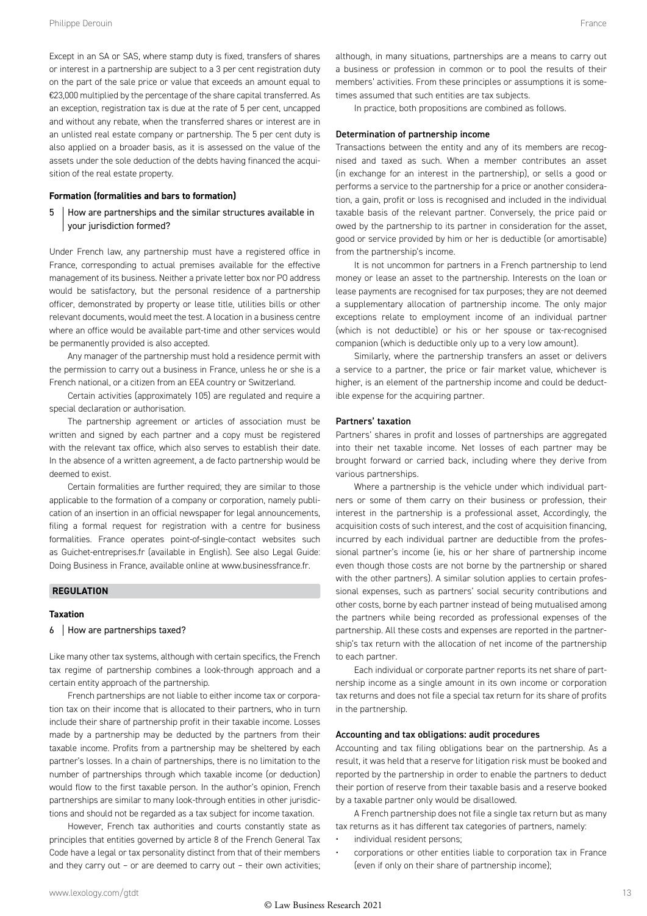Except in an SA or SAS, where stamp duty is fixed, transfers of shares or interest in a partnership are subject to a 3 per cent registration duty on the part of the sale price or value that exceeds an amount equal to €23,000 multiplied by the percentage of the share capital transferred. As an exception, registration tax is due at the rate of 5 per cent, uncapped and without any rebate, when the transferred shares or interest are in an unlisted real estate company or partnership. The 5 per cent duty is also applied on a broader basis, as it is assessed on the value of the assets under the sole deduction of the debts having financed the acquisition of the real estate property.

### Formation (formalities and bars to formation)

**5 How are partnerships and the similar structures available in your jurisdiction formed?**

Under French law, any partnership must have a registered office in France, corresponding to actual premises available for the effective management of its business. Neither a private letter box nor PO address would be satisfactory, but the personal residence of a partnership officer, demonstrated by property or lease title, utilities bills or other relevant documents, would meet the test. A location in a business centre where an office would be available part-time and other services would be permanently provided is also accepted.

Any manager of the partnership must hold a residence permit with the permission to carry out a business in France, unless he or she is a French national, or a citizen from an EEA country or Switzerland.

Certain activities (approximately 105) are regulated and require a special declaration or authorisation.

The partnership agreement or articles of association must be written and signed by each partner and a copy must be registered with the relevant tax office, which also serves to establish their date. In the absence of a written agreement, a de facto partnership would be deemed to exist.

Certain formalities are further required; they are similar to those applicable to the formation of a company or corporation, namely publication of an insertion in an official newspaper for legal announcements, filing a formal request for registration with a centre for business formalities. France operates point-of-single-contact websites such as Guichet-entreprises.fr (available in English). See also Legal Guide: Doing Business in France, available online at www.businessfrance.fr.

## REGULATION

### Taxation

**6 How are partnerships taxed?**

Like many other tax systems, although with certain specifics, the French tax regime of partnership combines a look-through approach and a certain entity approach of the partnership.

French partnerships are not liable to either income tax or corporation tax on their income that is allocated to their partners, who in turn include their share of partnership profit in their taxable income. Losses made by a partnership may be deducted by the partners from their taxable income. Profits from a partnership may be sheltered by each partner's losses. In a chain of partnerships, there is no limitation to the number of partnerships through which taxable income (or deduction) would flow to the first taxable person. In the author's opinion, French partnerships are similar to many look-through entities in other jurisdictions and should not be regarded as a tax subject for income taxation.

However, French tax authorities and courts constantly state as principles that entities governed by article 8 of the French General Tax Code have a legal or tax personality distinct from that of their members and they carry out – or are deemed to carry out – their own activities; although, in many situations, partnerships are a means to carry out a business or profession in common or to pool the results of their members' activities. From these principles or assumptions it is sometimes assumed that such entities are tax subjects.

In practice, both propositions are combined as follows.

#### Determination of partnership income

Transactions between the entity and any of its members are recognised and taxed as such. When a member contributes an asset (in exchange for an interest in the partnership), or sells a good or performs a service to the partnership for a price or another consideration, a gain, profit or loss is recognised and included in the individual taxable basis of the relevant partner. Conversely, the price paid or owed by the partnership to its partner in consideration for the asset, good or service provided by him or her is deductible (or amortisable) from the partnership's income.

It is not uncommon for partners in a French partnership to lend money or lease an asset to the partnership. Interests on the loan or lease payments are recognised for tax purposes; they are not deemed a supplementary allocation of partnership income. The only major exceptions relate to employment income of an individual partner (which is not deductible) or his or her spouse or tax-recognised companion (which is deductible only up to a very low amount).

Similarly, where the partnership transfers an asset or delivers a service to a partner, the price or fair market value, whichever is higher, is an element of the partnership income and could be deductible expense for the acquiring partner.

#### Partners' taxation

Partners' shares in profit and losses of partnerships are aggregated into their net taxable income. Net losses of each partner may be brought forward or carried back, including where they derive from various partnerships.

Where a partnership is the vehicle under which individual partners or some of them carry on their business or profession, their interest in the partnership is a professional asset, Accordingly, the acquisition costs of such interest, and the cost of acquisition financing, incurred by each individual partner are deductible from the professional partner's income (ie, his or her share of partnership income even though those costs are not borne by the partnership or shared with the other partners). A similar solution applies to certain professional expenses, such as partners' social security contributions and other costs, borne by each partner instead of being mutualised among the partners while being recorded as professional expenses of the partnership. All these costs and expenses are reported in the partnership's tax return with the allocation of net income of the partnership to each partner.

Each individual or corporate partner reports its net share of partnership income as a single amount in its own income or corporation tax returns and does not file a special tax return for its share of profits in the partnership.

#### Accounting and tax obligations: audit procedures

Accounting and tax filing obligations bear on the partnership. As a result, it was held that a reserve for litigation risk must be booked and reported by the partnership in order to enable the partners to deduct their portion of reserve from their taxable basis and a reserve booked by a taxable partner only would be disallowed.

A French partnership does not file a single tax return but as many tax returns as it has different tax categories of partners, namely:

- individual resident persons;
- corporations or other entities liable to corporation tax in France (even if only on their share of partnership income);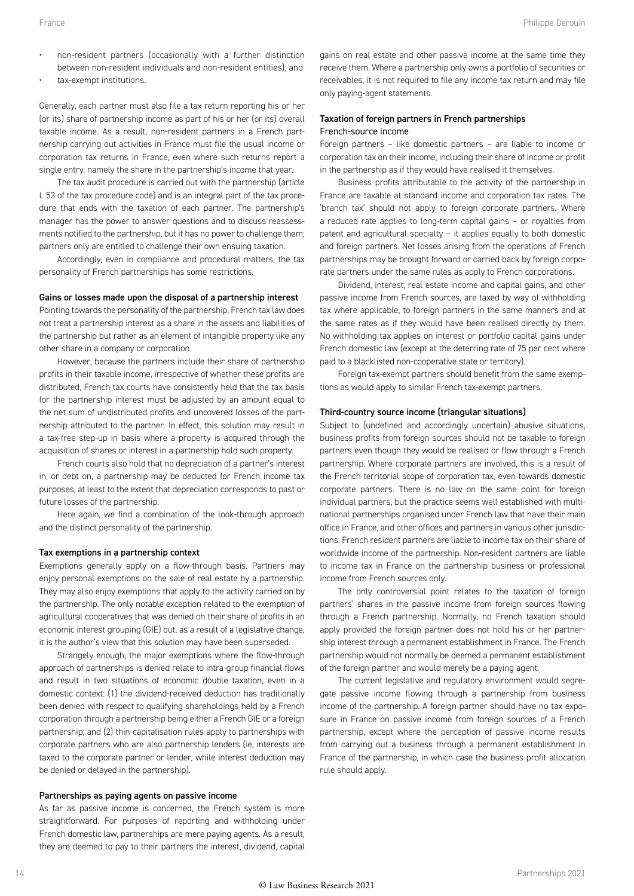- non-resident partners (occasionally with a further distinction between non-resident individuals and non-resident entities); and
- tax-exempt institutions.

Generally, each partner must also file a tax return reporting his or her (or its) share of partnership income as part of his or her (or its) overall taxable income. As a result, non-resident partners in a French partnership carrying out activities in France must file the usual income or corporation tax returns in France, even where such returns report a single entry, namely the share in the partnership's income that year.

The tax audit procedure is carried out with the partnership (article L 53 of the tax procedure code) and is an integral part of the tax procedure that ends with the taxation of each partner. The partnership's manager has the power to answer questions and to discuss reassessments notified to the partnership, but it has no power to challenge them; partners only are entitled to challenge their own ensuing taxation.

Accordingly, even in compliance and procedural matters, the tax personality of French partnerships has some restrictions.

### Gains or losses made upon the disposal of a partnership interest

Pointing towards the personality of the partnership, French tax law does not treat a partnership interest as a share in the assets and liabilities of the partnership but rather as an element of intangible property like any other share in a company or corporation.

However, because the partners include their share of partnership profits in their taxable income, irrespective of whether these profits are distributed, French tax courts have consistently held that the tax basis for the partnership interest must be adjusted by an amount equal to the net sum of undistributed profits and uncovered losses of the partnership attributed to the partner. In effect, this solution may result in a tax-free step-up in basis where a property is acquired through the acquisition of shares or interest in a partnership hold such property.

French courts also hold that no depreciation of a partner's interest in, or debt on, a partnership may be deducted for French income tax purposes, at least to the extent that depreciation corresponds to past or future losses of the partnership.

Here again, we find a combination of the look-through approach and the distinct personality of the partnership.

### Tax exemptions in a partnership context

Exemptions generally apply on a flow-through basis. Partners may enjoy personal exemptions on the sale of real estate by a partnership. They may also enjoy exemptions that apply to the activity carried on by the partnership. The only notable exception related to the exemption of agricultural cooperatives that was denied on their share of profits in an economic interest grouping (GIE) but, as a result of a legislative change, it is the author's view that this solution may have been superseded.

Strangely enough, the major exemptions where the flow-through approach of partnerships is denied relate to intra-group financial flows and result in two situations of economic double taxation, even in a domestic context: (1) the dividend-received deduction has traditionally been denied with respect to qualifying shareholdings held by a French corporation through a partnership being either a French GIE or a foreign partnership; and (2) thin-capitalisation rules apply to partnerships with corporate partners who are also partnership lenders (ie, interests are taxed to the corporate partner or lender, while interest deduction may be denied or delayed in the partnership).

### Partnerships as paying agents on passive income

As far as passive income is concerned, the French system is more straightforward. For purposes of reporting and withholding under French domestic law, partnerships are mere paying agents. As a result, they are deemed to pay to their partners the interest, dividend, capital gains on real estate and other passive income at the same time they receive them. Where a partnership only owns a portfolio of securities or receivables, it is not required to file any income tax return and may file only paying-agent statements.

### Taxation of foreign partners in French partnerships

#### French-source income

Foreign partners – like domestic partners – are liable to income or corporation tax on their income, including their share of income or profit in the partnership as if they would have realised it themselves.

Business profits attributable to the activity of the partnership in France are taxable at standard income and corporation tax rates. The 'branch tax' should not apply to foreign corporate partners. Where a reduced rate applies to long-term capital gains – or royalties from patent and agricultural specialty – it applies equally to both domestic and foreign partners. Net losses arising from the operations of French partnerships may be brought forward or carried back by foreign corporate partners under the same rules as apply to French corporations.

Dividend, interest, real estate income and capital gains, and other passive income from French sources, are taxed by way of withholding tax where applicable, to foreign partners in the same manners and at the same rates as if they would have been realised directly by them. No withholding tax applies on interest or portfolio capital gains under French domestic law (except at the deterring rate of 75 per cent where paid to a blacklisted non-cooperative state or territory).

Foreign tax-exempt partners should benefit from the same exemptions as would apply to similar French tax-exempt partners.

#### Third-country source income (triangular situations)

Subject to (undefined and accordingly uncertain) abusive situations, business profits from foreign sources should not be taxable to foreign partners even though they would be realised or flow through a French partnership. Where corporate partners are involved, this is a result of the French territorial scope of corporation tax, even towards domestic corporate partners. There is no law on the same point for foreign individual partners, but the practice seems well established with multinational partnerships organised under French law that have their main office in France, and other offices and partners in various other jurisdictions. French resident partners are liable to income tax on their share of worldwide income of the partnership. Non-resident partners are liable to income tax in France on the partnership business or professional income from French sources only.

The only controversial point relates to the taxation of foreign partners' shares in the passive income from foreign sources flowing through a French partnership. Normally, no French taxation should apply provided the foreign partner does not hold his or her partnership interest through a permanent establishment in France. The French partnership would not normally be deemed a permanent establishment of the foreign partner and would merely be a paying agent.

The current legislative and regulatory environment would segregate passive income flowing through a partnership from business income of the partnership. A foreign partner should have no tax exposure in France on passive income from foreign sources of a French partnership, except where the perception of passive income results from carrying out a business through a permanent establishment in France of the partnership, in which case the business profit allocation rule should apply.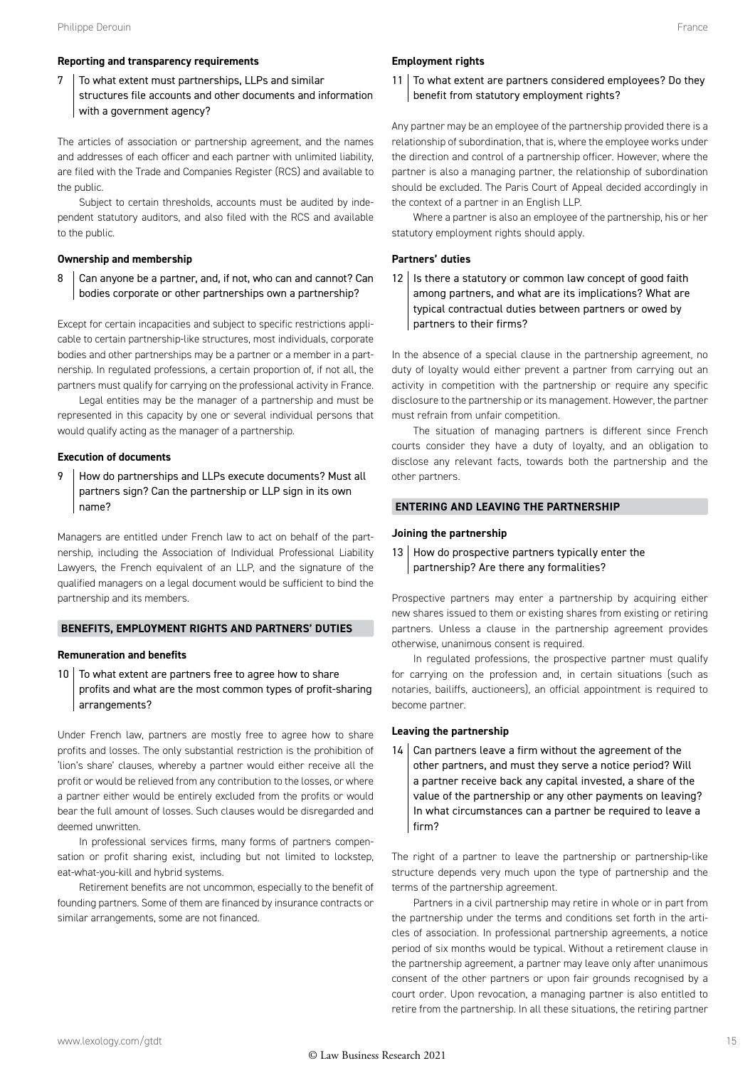#### Reporting and transparency requirements

**7 To what extent must partnerships, LLPs and similar structures file accounts and other documents and information with a government agency?**

The articles of association or partnership agreement, and the names and addresses of each officer and each partner with unlimited liability, are filed with the Trade and Companies Register (RCS) and available to the public.

Subject to certain thresholds, accounts must be audited by independent statutory auditors, and also filed with the RCS and available to the public.

#### Ownership and membership

**8 Can anyone be a partner, and, if not, who can and cannot? Can bodies corporate or other partnerships own a partnership?**

Except for certain incapacities and subject to specific restrictions applicable to certain partnership-like structures, most individuals, corporate bodies and other partnerships may be a partner or a member in a partnership. In regulated professions, a certain proportion of, if not all, the partners must qualify for carrying on the professional activity in France.

Legal entities may be the manager of a partnership and must be represented in this capacity by one or several individual persons that would qualify acting as the manager of a partnership.

#### Execution of documents

**9 How do partnerships and LLPs execute documents? Must all partners sign? Can the partnership or LLP sign in its own name?**

Managers are entitled under French law to act on behalf of the partnership, including the Association of Individual Professional Liability Lawyers, the French equivalent of an LLP, and the signature of the qualified managers on a legal document would be sufficient to bind the partnership and its members.

### BENEFITS, EMPLOYMENT RIGHTS AND PARTNERS' DUTIES

#### Remuneration and benefits

**10 To what extent are partners free to agree how to share profits and what are the most common types of profit-sharing arrangements?**

Under French law, partners are mostly free to agree how to share profits and losses. The only substantial restriction is the prohibition of 'lion's share' clauses, whereby a partner would either receive all the profit or would be relieved from any contribution to the losses, or where a partner either would be entirely excluded from the profits or would bear the full amount of losses. Such clauses would be disregarded and deemed unwritten.

In professional services firms, many forms of partners compensation or profit sharing exist, including but not limited to lockstep, eat-what-you-kill and hybrid systems.

Retirement benefits are not uncommon, especially to the benefit of founding partners. Some of them are financed by insurance contracts or similar arrangements, some are not financed.

#### Employment rights

**11 To what extent are partners considered employees? Do they benefit from statutory employment rights?**

Any partner may be an employee of the partnership provided there is a relationship of subordination, that is, where the employee works under the direction and control of a partnership officer. However, where the partner is also a managing partner, the relationship of subordination should be excluded. The Paris Court of Appeal decided accordingly in the context of a partner in an English LLP.

Where a partner is also an employee of the partnership, his or her statutory employment rights should apply.

#### Partners' duties

**12 Is there a statutory or common law concept of good faith among partners, and what are its implications? What are typical contractual duties between partners or owed by partners to their firms?**

In the absence of a special clause in the partnership agreement, no duty of loyalty would either prevent a partner from carrying out an activity in competition with the partnership or require any specific disclosure to the partnership or its management. However, the partner must refrain from unfair competition.

The situation of managing partners is different since French courts consider they have a duty of loyalty, and an obligation to disclose any relevant facts, towards both the partnership and the other partners.

### ENTERING AND LEAVING THE PARTNERSHIP

#### Joining the partnership

**13 How do prospective partners typically enter the partnership? Are there any formalities?**

Prospective partners may enter a partnership by acquiring either new shares issued to them or existing shares from existing or retiring partners. Unless a clause in the partnership agreement provides otherwise, unanimous consent is required.

In regulated professions, the prospective partner must qualify for carrying on the profession and, in certain situations (such as notaries, bailiffs, auctioneers), an official appointment is required to become partner.

#### Leaving the partnership

**14 Can partners leave a firm without the agreement of the other partners, and must they serve a notice period? Will a partner receive back any capital invested, a share of the value of the partnership or any other payments on leaving? In what circumstances can a partner be required to leave a firm?**

The right of a partner to leave the partnership or partnership-like structure depends very much upon the type of partnership and the terms of the partnership agreement.

Partners in a civil partnership may retire in whole or in part from the partnership under the terms and conditions set forth in the articles of association. In professional partnership agreements, a notice period of six months would be typical. Without a retirement clause in the partnership agreement, a partner may leave only after unanimous consent of the other partners or upon fair grounds recognised by a court order. Upon revocation, a managing partner is also entitled to retire from the partnership. In all these situations, the retiring partner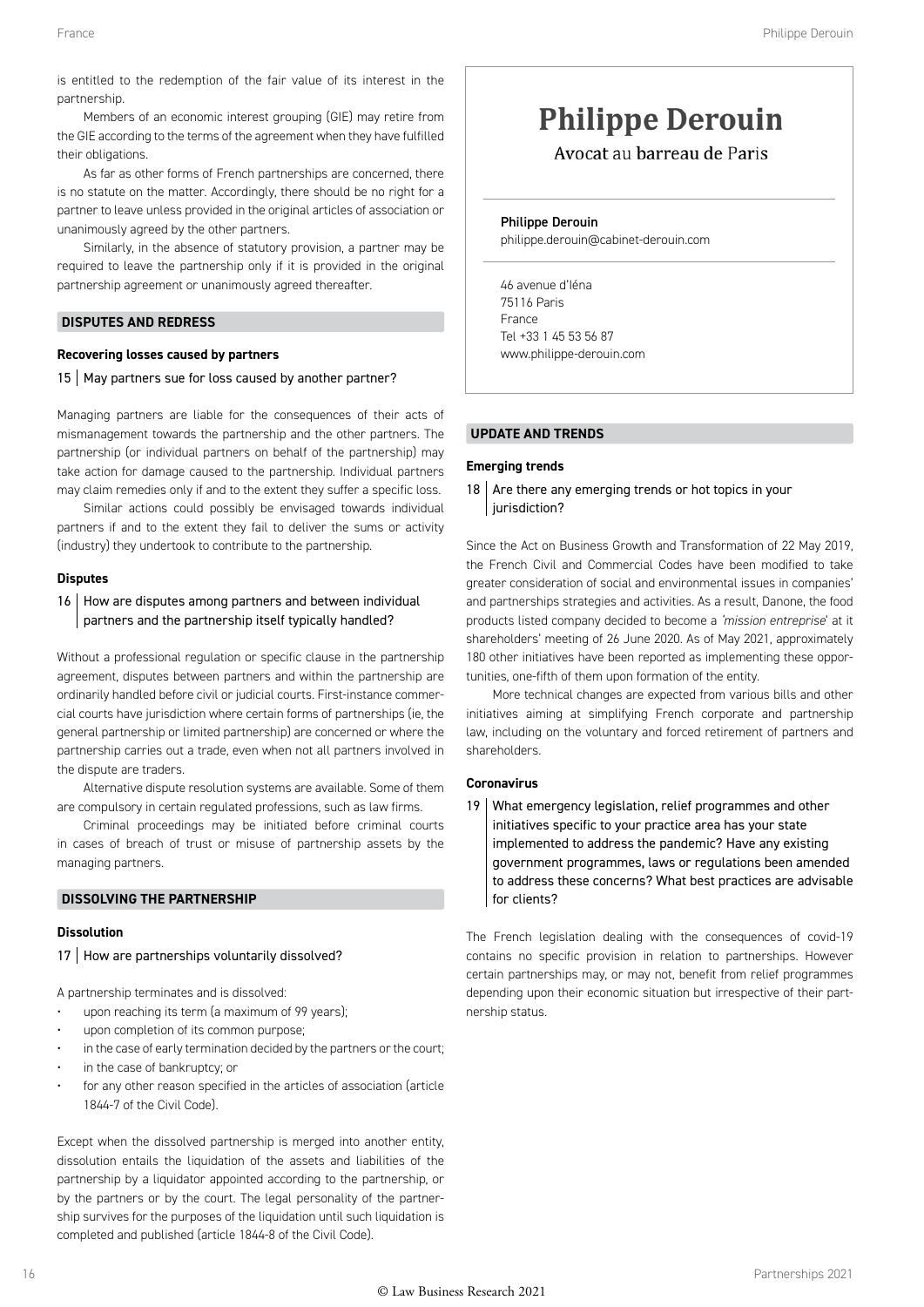is entitled to the redemption of the fair value of its interest in the partnership.

Members of an economic interest grouping (GIE) may retire from the GIE according to the terms of the agreement when they have fulfilled their obligations.

As far as other forms of French partnerships are concerned, there is no statute on the matter. Accordingly, there should be no right for a partner to leave unless provided in the original articles of association or unanimously agreed by the other partners.

Similarly, in the absence of statutory provision, a partner may be required to leave the partnership only if it is provided in the original partnership agreement or unanimously agreed thereafter.

## DISPUTES AND REDRESS

### Recovering losses caused by partners

**15 | May partners sue for loss caused by another partner?**

Managing partners are liable for the consequences of their acts of mismanagement towards the partnership and the other partners. The partnership (or individual partners on behalf of the partnership) may take action for damage caused to the partnership. Individual partners may claim remedies only if and to the extent they suffer a specific loss.

Similar actions could possibly be envisaged towards individual partners if and to the extent they fail to deliver the sums or activity (industry) they undertook to contribute to the partnership.

### Disputes

**16 | How are disputes among partners and between individual partners and the partnership itself typically handled?**

Without a professional regulation or specific clause in the partnership agreement, disputes between partners and within the partnership are ordinarily handled before civil or judicial courts. First-instance commercial courts have jurisdiction where certain forms of partnerships (ie, the general partnership or limited partnership) are concerned or where the partnership carries out a trade, even when not all partners involved in the dispute are traders.

Alternative dispute resolution systems are available. Some of them are compulsory in certain regulated professions, such as law firms.

Criminal proceedings may be initiated before criminal courts in cases of breach of trust or misuse of partnership assets by the managing partners.

## DISSOLVING THE PARTNERSHIP

### Dissolution

**17 | How are partnerships voluntarily dissolved?**

A partnership terminates and is dissolved:

- upon reaching its term (a maximum of 99 years);
- upon completion of its common purpose;
- in the case of early termination decided by the partners or the court;
- in the case of bankruptcy; or
- for any other reason specified in the articles of association (article 1844-7 of the Civil Code).

Except when the dissolved partnership is merged into another entity, dissolution entails the liquidation of the assets and liabilities of the partnership by a liquidator appointed according to the partnership, or by the partners or by the court. The legal personality of the partnership survives for the purposes of the liquidation until such liquidation is completed and published (article 1844-8 of the Civil Code).

# Philippe Derouin

Avocat au barreau de Paris

**Philippe Derouin**
philippe.derouin@cabinet-derouin.com

46 avenue d'Iéna
75116 Paris
France
Tel +33 1 45 53 56 87
www.philippe-derouin.com

## UPDATE AND TRENDS

### Emerging trends

**18 | Are there any emerging trends or hot topics in your jurisdiction?**

Since the Act on Business Growth and Transformation of 22 May 2019, the French Civil and Commercial Codes have been modified to take greater consideration of social and environmental issues in companies' and partnerships strategies and activities. As a result, Danone, the food products listed company decided to become a *'mission entreprise*' at it shareholders' meeting of 26 June 2020. As of May 2021, approximately 180 other initiatives have been reported as implementing these opportunities, one-fifth of them upon formation of the entity.

More technical changes are expected from various bills and other initiatives aiming at simplifying French corporate and partnership law, including on the voluntary and forced retirement of partners and shareholders.

### Coronavirus

**19 | What emergency legislation, relief programmes and other initiatives specific to your practice area has your state implemented to address the pandemic? Have any existing government programmes, laws or regulations been amended to address these concerns? What best practices are advisable for clients?**

The French legislation dealing with the consequences of covid-19 contains no specific provision in relation to partnerships. However certain partnerships may, or may not, benefit from relief programmes depending upon their economic situation but irrespective of their partnership status.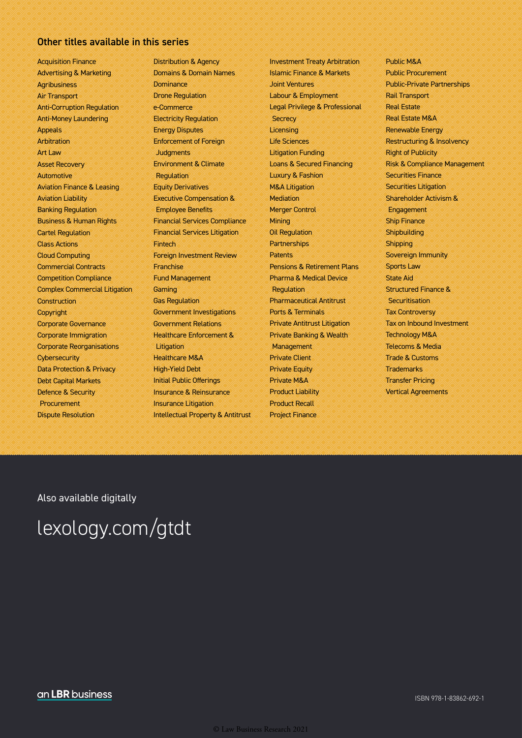## Other titles available in this series

- Acquisition Finance
- Advertising & Marketing
- Agribusiness
- Air Transport
- Anti-Corruption Regulation
- Anti-Money Laundering
- Appeals
- Arbitration
- Art Law
- Asset Recovery
- Automotive
- Aviation Finance & Leasing
- Aviation Liability
- Banking Regulation
- Business & Human Rights
- Cartel Regulation
- Class Actions
- Cloud Computing
- Commercial Contracts
- Competition Compliance
- Complex Commercial Litigation
- Construction
- Copyright
- Corporate Governance
- Corporate Immigration
- Corporate Reorganisations
- Cybersecurity
- Data Protection & Privacy
- Debt Capital Markets
- Defence & Security Procurement
- Dispute Resolution
- Distribution & Agency
- Domains & Domain Names
- Dominance
- Drone Regulation
- e-Commerce
- Electricity Regulation
- Energy Disputes
- Enforcement of Foreign Judgments
- Environment & Climate Regulation
- Equity Derivatives
- Executive Compensation & Employee Benefits
- Financial Services Compliance
- Financial Services Litigation
- Fintech
- Foreign Investment Review
- Franchise
- Fund Management
- Gaming
- Gas Regulation
- Government Investigations
- Government Relations
- Healthcare Enforcement & Litigation
- Healthcare M&A
- High-Yield Debt
- Initial Public Offerings
- Insurance & Reinsurance
- Insurance Litigation
- Intellectual Property & Antitrust
- Investment Treaty Arbitration
- Islamic Finance & Markets
- Joint Ventures
- Labour & Employment
- Legal Privilege & Professional Secrecy
- Licensing
- Life Sciences
- Litigation Funding
- Loans & Secured Financing
- Luxury & Fashion
- M&A Litigation
- Mediation
- Merger Control
- Mining
- Oil Regulation
- Partnerships
- Patents
- Pensions & Retirement Plans
- Pharma & Medical Device Regulation
- Pharmaceutical Antitrust
- Ports & Terminals
- Private Antitrust Litigation
- Private Banking & Wealth Management
- Private Client
- Private Equity
- Private M&A
- Product Liability
- Product Recall
- Project Finance
- Public M&A
- Public Procurement
- Public-Private Partnerships
- Rail Transport
- Real Estate
- Real Estate M&A
- Renewable Energy
- Restructuring & Insolvency
- Right of Publicity
- Risk & Compliance Management
- Securities Finance
- Securities Litigation
- Shareholder Activism & Engagement
- Ship Finance
- Shipbuilding
- Shipping
- Sovereign Immunity
- Sports Law
- State Aid
- Structured Finance & Securitisation
- Tax Controversy
- Tax on Inbound Investment
- Technology M&A
- Telecoms & Media
- Trade & Customs
- Trademarks
- Transfer Pricing
- Vertical Agreements

Also available digitally

lexology.com/gtdt

an LBR business

ISBN 978-1-83862-692-1

© Law Business Research 2021